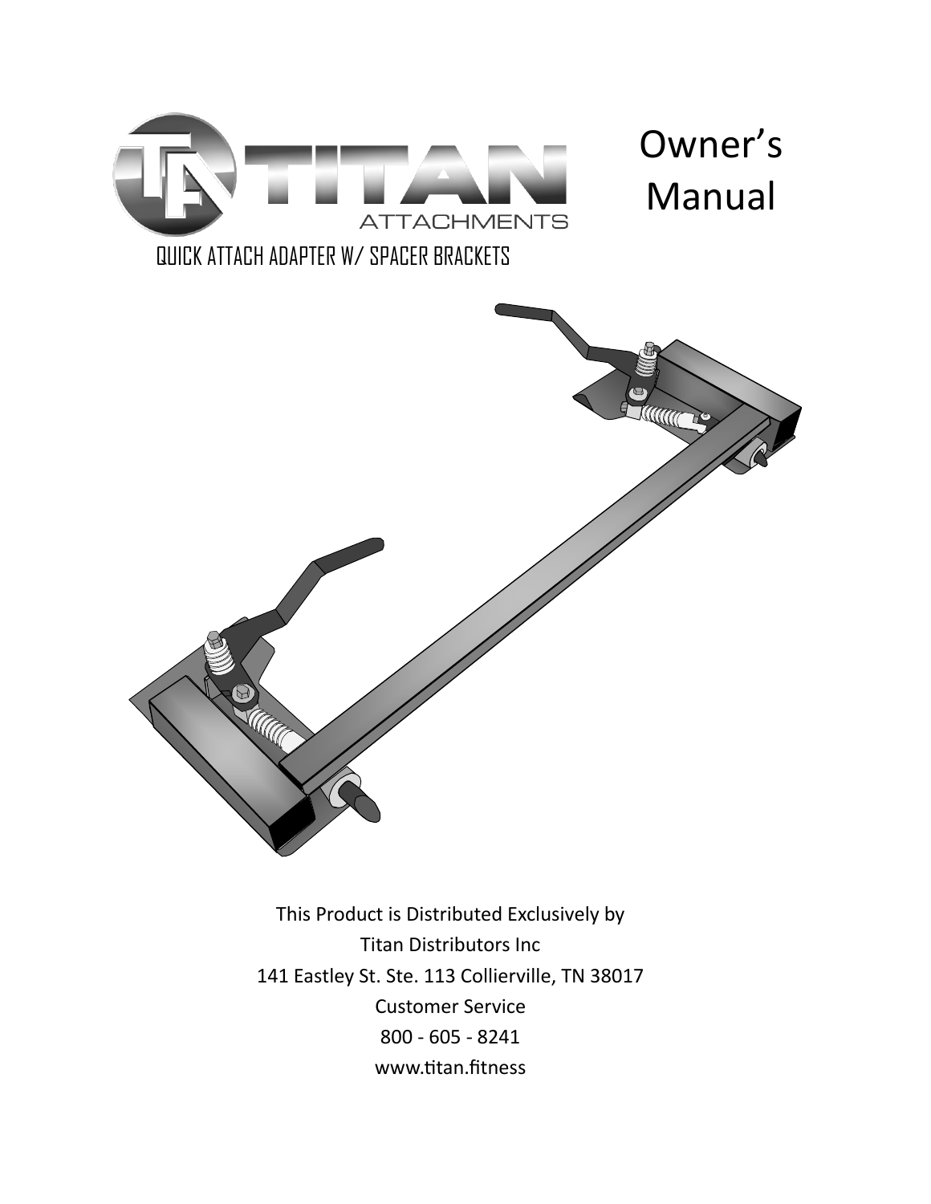# TITAN ATTACHMENTS

# Owner's Manual

## QUICK ATTACH ADAPTER W/ SPACER BRACKETS

This Product is Distributed Exclusively by
Titan Distributors Inc
141 Eastley St. Ste. 113 Collierville, TN 38017
Customer Service
800 - 605 - 8241
www.titan.fitness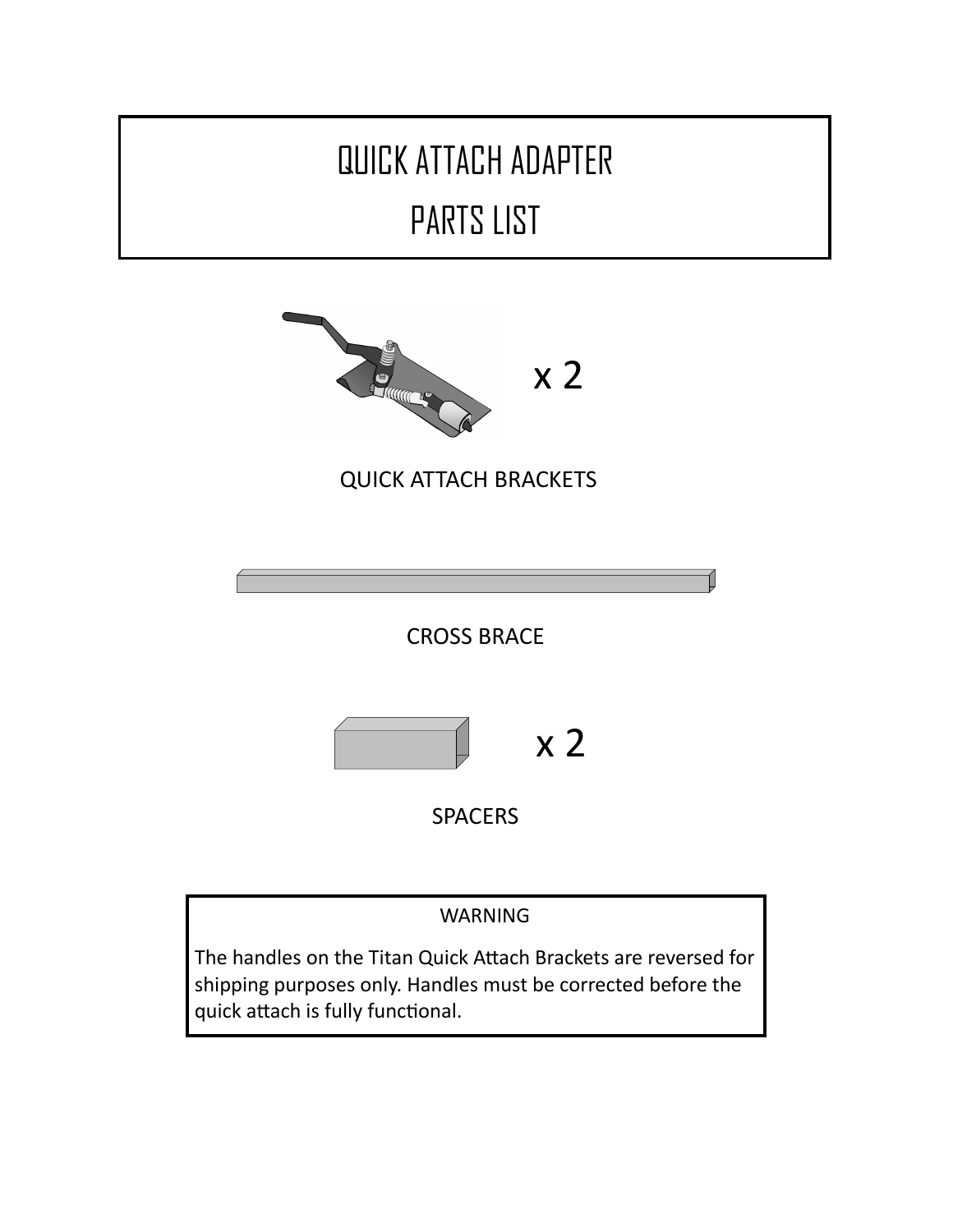# QUICK ATTACH ADAPTER
# PARTS LIST

x 2

QUICK ATTACH BRACKETS

CROSS BRACE

x 2

SPACERS

**WARNING**

The handles on the Titan Quick Attach Brackets are reversed for shipping purposes only. Handles must be corrected before the quick attach is fully functional.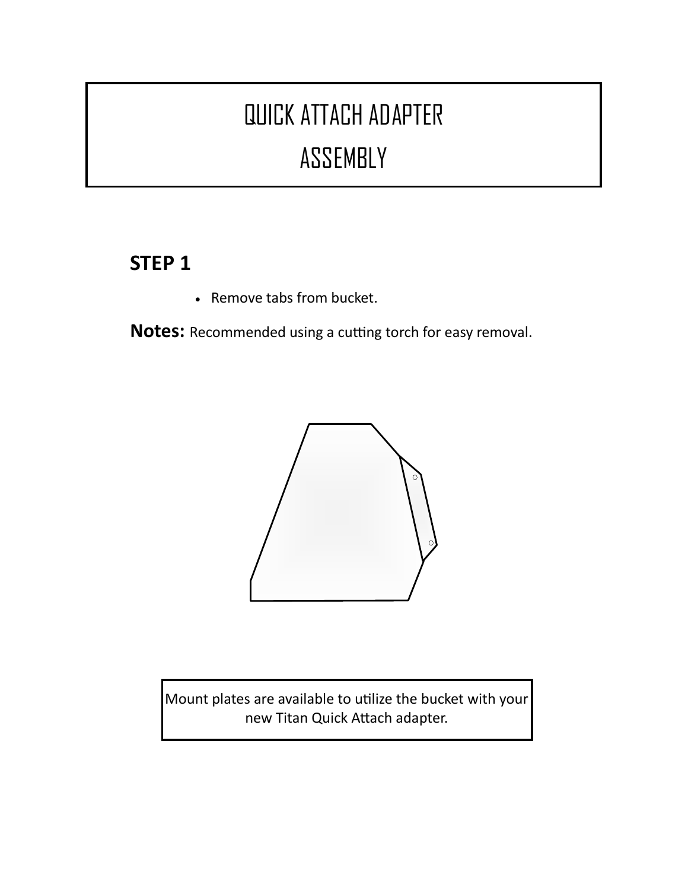# QUICK ATTACH ADAPTER ASSEMBLY

## STEP 1

- Remove tabs from bucket.

**Notes:** Recommended using a cutting torch for easy removal.

Mount plates are available to utilize the bucket with your new Titan Quick Attach adapter.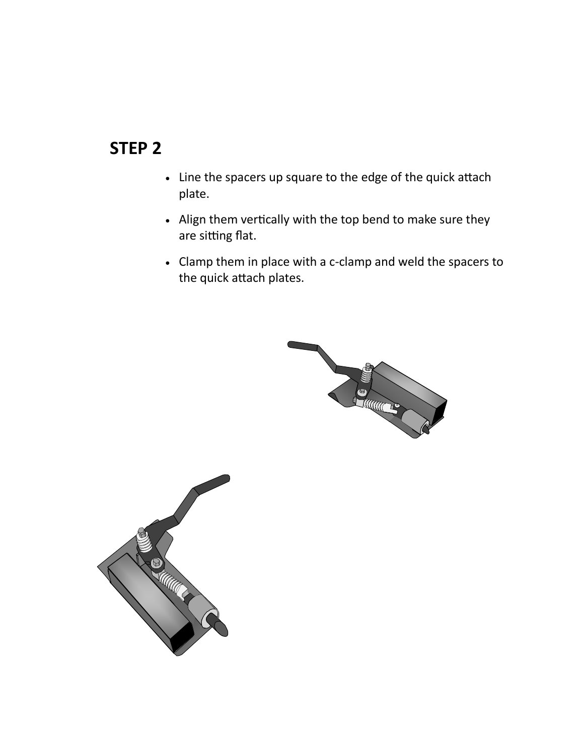## STEP 2

- Line the spacers up square to the edge of the quick attach plate.
- Align them vertically with the top bend to make sure they are sitting flat.
- Clamp them in place with a c-clamp and weld the spacers to the quick attach plates.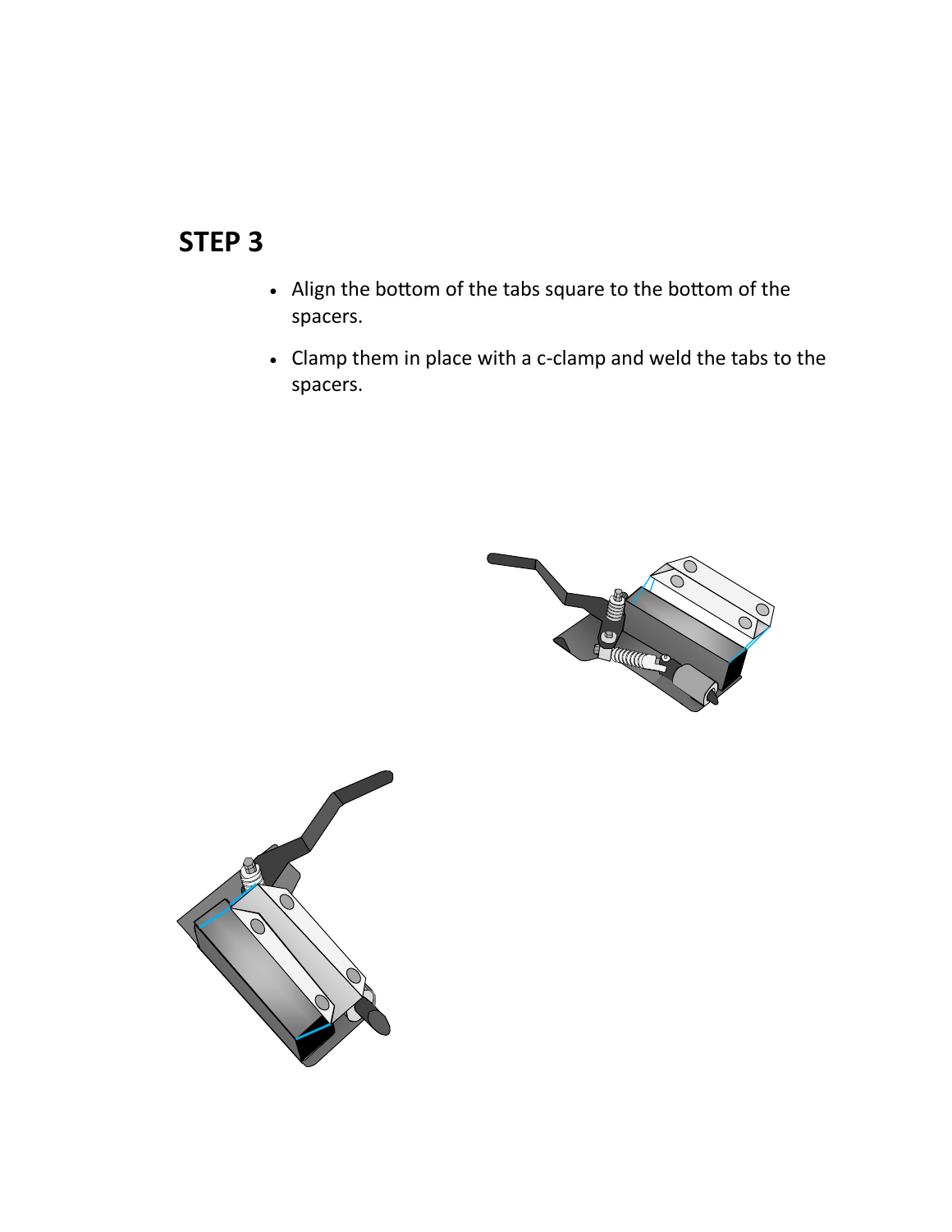## STEP 3

- Align the bottom of the tabs square to the bottom of the spacers.
- Clamp them in place with a c-clamp and weld the tabs to the spacers.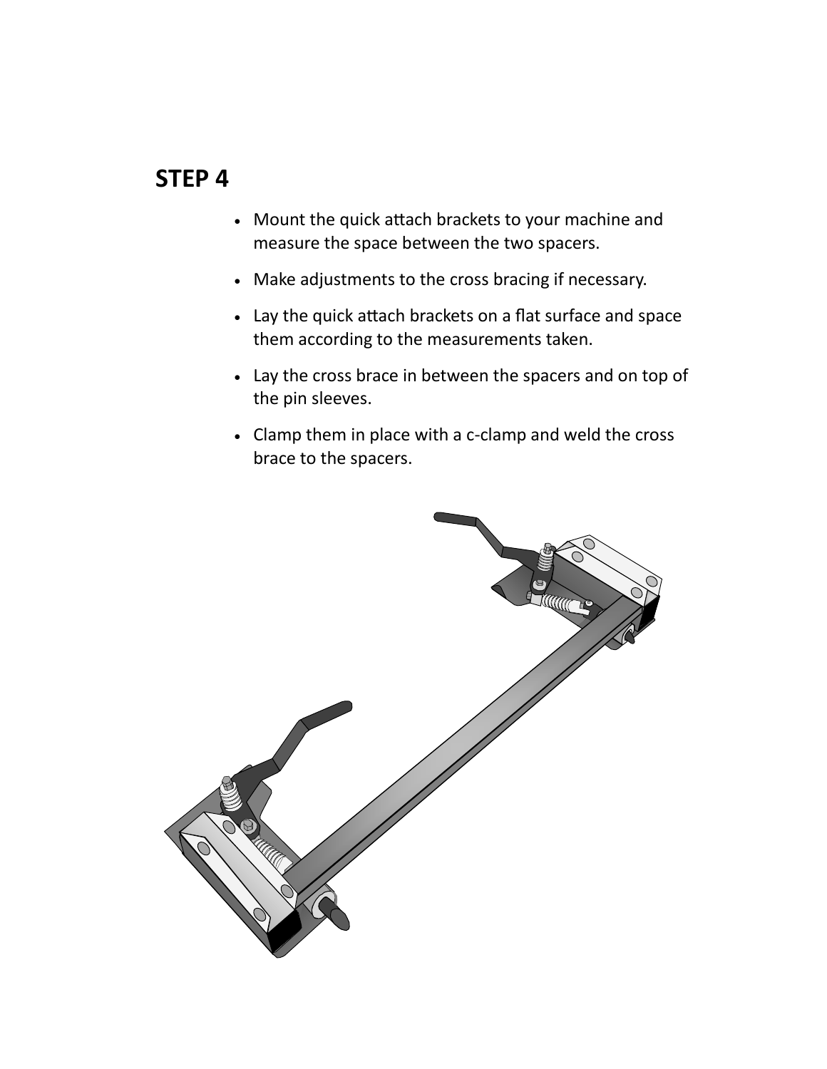## STEP 4

- Mount the quick attach brackets to your machine and measure the space between the two spacers.
- Make adjustments to the cross bracing if necessary.
- Lay the quick attach brackets on a flat surface and space them according to the measurements taken.
- Lay the cross brace in between the spacers and on top of the pin sleeves.
- Clamp them in place with a c-clamp and weld the cross brace to the spacers.